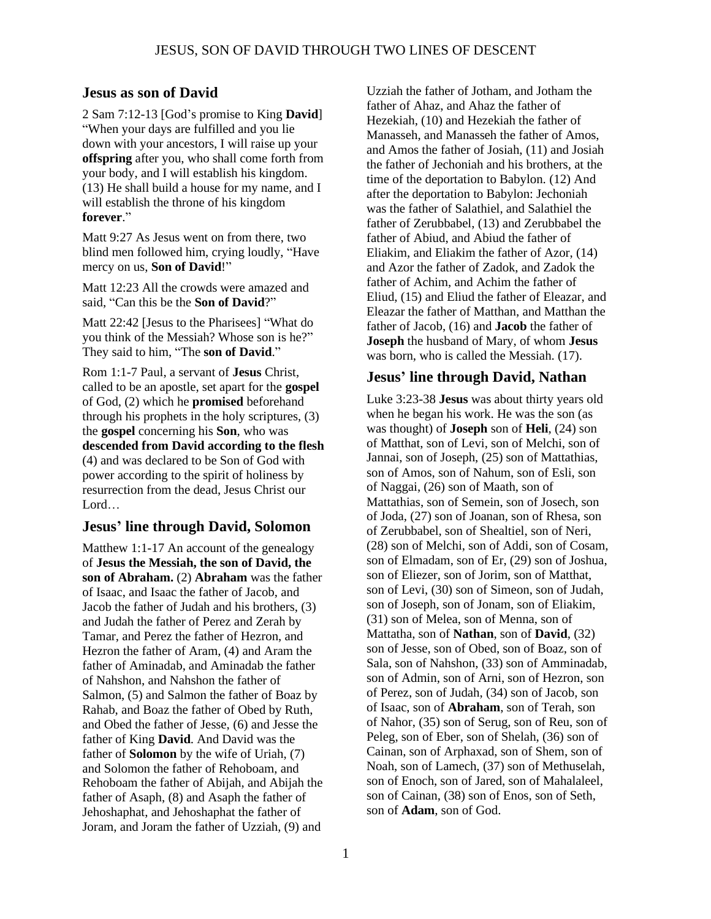# JESUS, SON OF DAVID THROUGH TWO LINES OF DESCENT

## Jesus as son of David

2 Sam 7:12-13 [God's promise to King **David**] "When your days are fulfilled and you lie down with your ancestors, I will raise up your **offspring** after you, who shall come forth from your body, and I will establish his kingdom. (13) He shall build a house for my name, and I will establish the throne of his kingdom **forever**."

Matt 9:27 As Jesus went on from there, two blind men followed him, crying loudly, "Have mercy on us, **Son of David**!"

Matt 12:23 All the crowds were amazed and said, "Can this be the **Son of David**?"

Matt 22:42 [Jesus to the Pharisees] "What do you think of the Messiah? Whose son is he?" They said to him, "The **son of David**."

Rom 1:1-7 Paul, a servant of **Jesus** Christ, called to be an apostle, set apart for the **gospel** of God, (2) which he **promised** beforehand through his prophets in the holy scriptures, (3) the **gospel** concerning his **Son**, who was **descended from David according to the flesh** (4) and was declared to be Son of God with power according to the spirit of holiness by resurrection from the dead, Jesus Christ our Lord…

## Jesus' line through David, Solomon

Matthew 1:1-17 An account of the genealogy of **Jesus the Messiah, the son of David, the son of Abraham.** (2) **Abraham** was the father of Isaac, and Isaac the father of Jacob, and Jacob the father of Judah and his brothers, (3) and Judah the father of Perez and Zerah by Tamar, and Perez the father of Hezron, and Hezron the father of Aram, (4) and Aram the father of Aminadab, and Aminadab the father of Nahshon, and Nahshon the father of Salmon, (5) and Salmon the father of Boaz by Rahab, and Boaz the father of Obed by Ruth, and Obed the father of Jesse, (6) and Jesse the father of King **David**. And David was the father of **Solomon** by the wife of Uriah, (7) and Solomon the father of Rehoboam, and Rehoboam the father of Abijah, and Abijah the father of Asaph, (8) and Asaph the father of Jehoshaphat, and Jehoshaphat the father of Joram, and Joram the father of Uzziah, (9) and Uzziah the father of Jotham, and Jotham the father of Ahaz, and Ahaz the father of Hezekiah, (10) and Hezekiah the father of Manasseh, and Manasseh the father of Amos, and Amos the father of Josiah, (11) and Josiah the father of Jechoniah and his brothers, at the time of the deportation to Babylon. (12) And after the deportation to Babylon: Jechoniah was the father of Salathiel, and Salathiel the father of Zerubbabel, (13) and Zerubbabel the father of Abiud, and Abiud the father of Eliakim, and Eliakim the father of Azor, (14) and Azor the father of Zadok, and Zadok the father of Achim, and Achim the father of Eliud, (15) and Eliud the father of Eleazar, and Eleazar the father of Matthan, and Matthan the father of Jacob, (16) and **Jacob** the father of **Joseph** the husband of Mary, of whom **Jesus** was born, who is called the Messiah. (17).

## Jesus' line through David, Nathan

Luke 3:23-38 **Jesus** was about thirty years old when he began his work. He was the son (as was thought) of **Joseph** son of **Heli**, (24) son of Matthat, son of Levi, son of Melchi, son of Jannai, son of Joseph, (25) son of Mattathias, son of Amos, son of Nahum, son of Esli, son of Naggai, (26) son of Maath, son of Mattathias, son of Semein, son of Josech, son of Joda, (27) son of Joanan, son of Rhesa, son of Zerubbabel, son of Shealtiel, son of Neri, (28) son of Melchi, son of Addi, son of Cosam, son of Elmadam, son of Er, (29) son of Joshua, son of Eliezer, son of Jorim, son of Matthat, son of Levi, (30) son of Simeon, son of Judah, son of Joseph, son of Jonam, son of Eliakim, (31) son of Melea, son of Menna, son of Mattatha, son of **Nathan**, son of **David**, (32) son of Jesse, son of Obed, son of Boaz, son of Sala, son of Nahshon, (33) son of Amminadab, son of Admin, son of Arni, son of Hezron, son of Perez, son of Judah, (34) son of Jacob, son of Isaac, son of **Abraham**, son of Terah, son of Nahor, (35) son of Serug, son of Reu, son of Peleg, son of Eber, son of Shelah, (36) son of Cainan, son of Arphaxad, son of Shem, son of Noah, son of Lamech, (37) son of Methuselah, son of Enoch, son of Jared, son of Mahalaleel, son of Cainan, (38) son of Enos, son of Seth, son of **Adam**, son of God.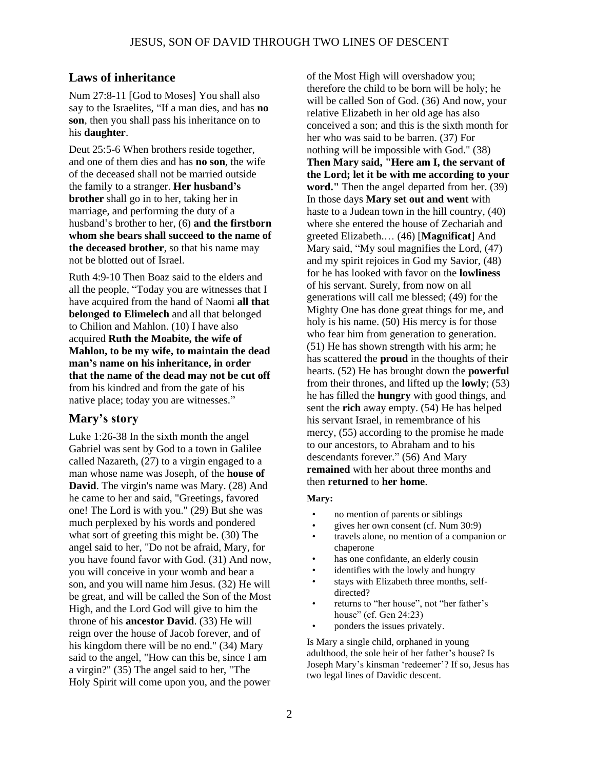## Laws of inheritance

Num 27:8-11 [God to Moses] You shall also say to the Israelites, "If a man dies, and has **no son**, then you shall pass his inheritance on to his **daughter**.

Deut 25:5-6 When brothers reside together, and one of them dies and has **no son**, the wife of the deceased shall not be married outside the family to a stranger. **Her husband's brother** shall go in to her, taking her in marriage, and performing the duty of a husband's brother to her, (6) **and the firstborn whom she bears shall succeed to the name of the deceased brother**, so that his name may not be blotted out of Israel.

Ruth 4:9-10 Then Boaz said to the elders and all the people, "Today you are witnesses that I have acquired from the hand of Naomi **all that belonged to Elimelech** and all that belonged to Chilion and Mahlon. (10) I have also acquired **Ruth the Moabite, the wife of Mahlon, to be my wife, to maintain the dead man's name on his inheritance, in order that the name of the dead may not be cut off** from his kindred and from the gate of his native place; today you are witnesses."

## Mary's story

Luke 1:26-38 In the sixth month the angel Gabriel was sent by God to a town in Galilee called Nazareth, (27) to a virgin engaged to a man whose name was Joseph, of the **house of David**. The virgin's name was Mary. (28) And he came to her and said, "Greetings, favored one! The Lord is with you." (29) But she was much perplexed by his words and pondered what sort of greeting this might be. (30) The angel said to her, "Do not be afraid, Mary, for you have found favor with God. (31) And now, you will conceive in your womb and bear a son, and you will name him Jesus. (32) He will be great, and will be called the Son of the Most High, and the Lord God will give to him the throne of his **ancestor David**. (33) He will reign over the house of Jacob forever, and of his kingdom there will be no end." (34) Mary said to the angel, "How can this be, since I am a virgin?" (35) The angel said to her, "The Holy Spirit will come upon you, and the power of the Most High will overshadow you; therefore the child to be born will be holy; he will be called Son of God. (36) And now, your relative Elizabeth in her old age has also conceived a son; and this is the sixth month for her who was said to be barren. (37) For nothing will be impossible with God." (38) **Then Mary said, "Here am I, the servant of the Lord; let it be with me according to your word."** Then the angel departed from her. (39) In those days **Mary set out and went** with haste to a Judean town in the hill country, (40) where she entered the house of Zechariah and greeted Elizabeth.… (46) [**Magnificat**] And Mary said, "My soul magnifies the Lord, (47) and my spirit rejoices in God my Savior, (48) for he has looked with favor on the **lowliness** of his servant. Surely, from now on all generations will call me blessed; (49) for the Mighty One has done great things for me, and holy is his name. (50) His mercy is for those who fear him from generation to generation. (51) He has shown strength with his arm; he has scattered the **proud** in the thoughts of their hearts. (52) He has brought down the **powerful** from their thrones, and lifted up the **lowly**; (53) he has filled the **hungry** with good things, and sent the **rich** away empty. (54) He has helped his servant Israel, in remembrance of his mercy, (55) according to the promise he made to our ancestors, to Abraham and to his descendants forever." (56) And Mary **remained** with her about three months and then **returned** to **her home**.

**Mary:**

- no mention of parents or siblings
- gives her own consent (cf. Num 30:9)
- travels alone, no mention of a companion or chaperone
- has one confidante, an elderly cousin
- identifies with the lowly and hungry
- stays with Elizabeth three months, self-directed?
- returns to "her house", not "her father's house" (cf. Gen 24:23)
- ponders the issues privately.

Is Mary a single child, orphaned in young adulthood, the sole heir of her father's house? Is Joseph Mary's kinsman 'redeemer'? If so, Jesus has two legal lines of Davidic descent.